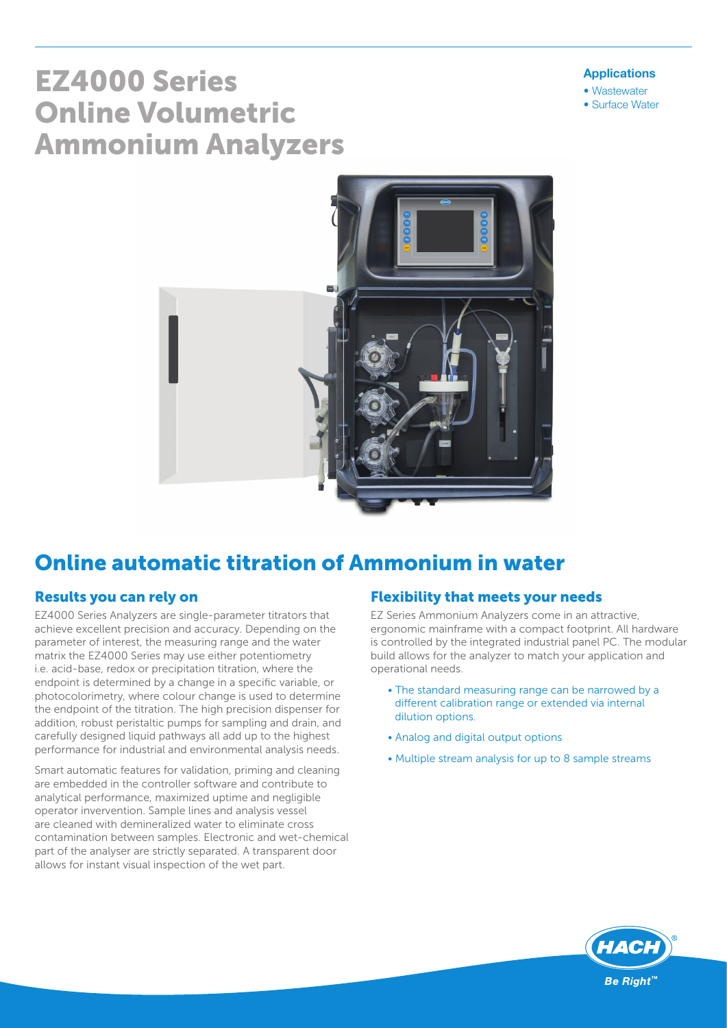# EZ4000 Series Online Volumetric Ammonium Analyzers

**Applications**

- Wastewater
- Surface Water

## Online automatic titration of Ammonium in water

### Results you can rely on

EZ4000 Series Analyzers are single-parameter titrators that achieve excellent precision and accuracy. Depending on the parameter of interest, the measuring range and the water matrix the EZ4000 Series may use either potentiometry i.e. acid-base, redox or precipitation titration, where the endpoint is determined by a change in a specific variable, or photocolorimetry, where colour change is used to determine the endpoint of the titration. The high precision dispenser for addition, robust peristaltic pumps for sampling and drain, and carefully designed liquid pathways all add up to the highest performance for industrial and environmental analysis needs.

Smart automatic features for validation, priming and cleaning are embedded in the controller software and contribute to analytical performance, maximized uptime and negligible operator invervention. Sample lines and analysis vessel are cleaned with demineralized water to eliminate cross contamination between samples. Electronic and wet-chemical part of the analyser are strictly separated. A transparent door allows for instant visual inspection of the wet part.

### Flexibility that meets your needs

EZ Series Ammonium Analyzers come in an attractive, ergonomic mainframe with a compact footprint. All hardware is controlled by the integrated industrial panel PC. The modular build allows for the analyzer to match your application and operational needs.

- The standard measuring range can be narrowed by a different calibration range or extended via internal dilution options.
- Analog and digital output options
- Multiple stream analysis for up to 8 sample streams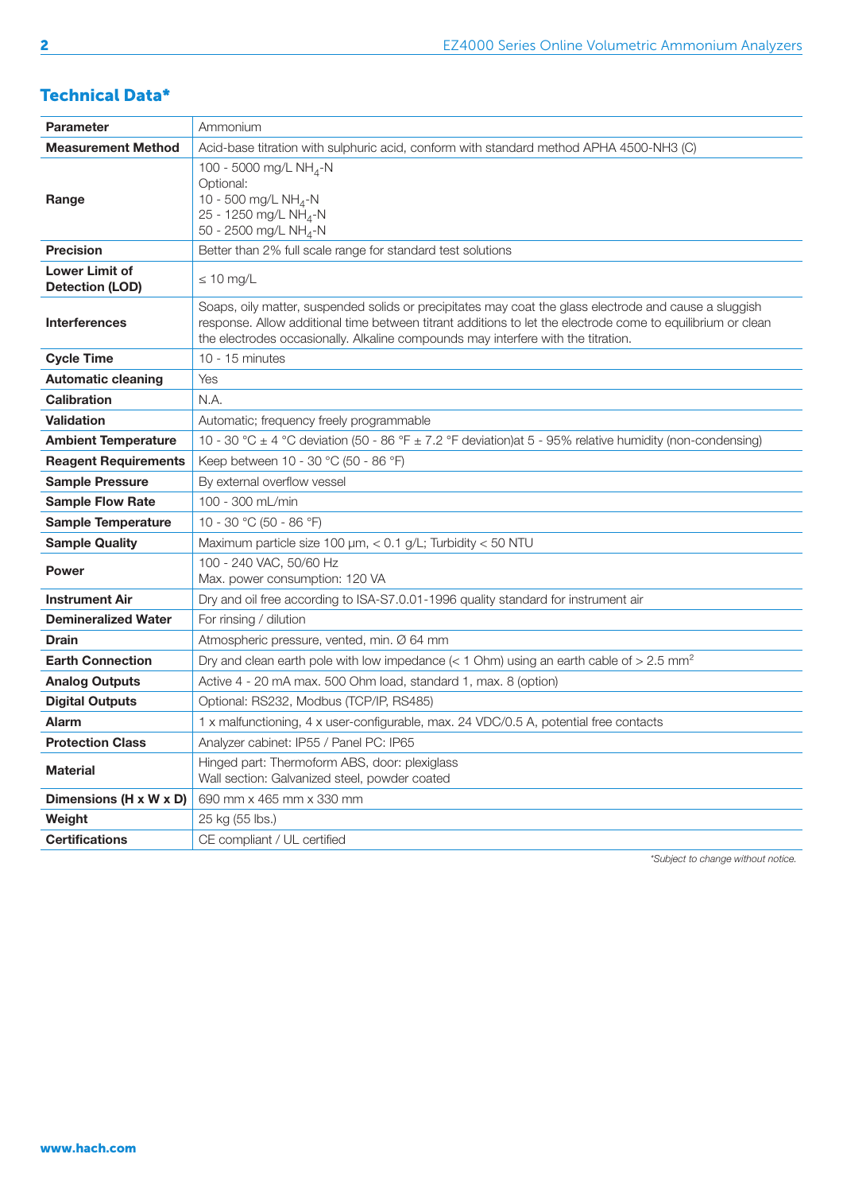## Technical Data*

| Parameter | Ammonium |
|---|---|
| Measurement Method | Acid-base titration with sulphuric acid, conform with standard method APHA 4500-NH3 (C) |
| Range | 100 - 5000 mg/L $NH_4$-N<br>Optional:<br>10 - 500 mg/L $NH_4$-N<br>25 - 1250 mg/L $NH_4$-N<br>50 - 2500 mg/L $NH_4$-N |
| Precision | Better than 2% full scale range for standard test solutions |
| Lower Limit of Detection (LOD) | ≤ 10 mg/L |
| Interferences | Soaps, oily matter, suspended solids or precipitates may coat the glass electrode and cause a sluggish response. Allow additional time between titrant additions to let the electrode come to equilibrium or clean the electrodes occasionally. Alkaline compounds may interfere with the titration. |
| Cycle Time | 10 - 15 minutes |
| Automatic cleaning | Yes |
| Calibration | N.A. |
| Validation | Automatic; frequency freely programmable |
| Ambient Temperature | 10 - 30 °C ± 4 °C deviation (50 - 86 °F ± 7.2 °F deviation)at 5 - 95% relative humidity (non-condensing) |
| Reagent Requirements | Keep between 10 - 30 °C (50 - 86 °F) |
| Sample Pressure | By external overflow vessel |
| Sample Flow Rate | 100 - 300 mL/min |
| Sample Temperature | 10 - 30 °C (50 - 86 °F) |
| Sample Quality | Maximum particle size 100 µm, < 0.1 g/L; Turbidity < 50 NTU |
| Power | 100 - 240 VAC, 50/60 Hz<br>Max. power consumption: 120 VA |
| Instrument Air | Dry and oil free according to ISA-S7.0.01-1996 quality standard for instrument air |
| Demineralized Water | For rinsing / dilution |
| Drain | Atmospheric pressure, vented, min. Ø 64 mm |
| Earth Connection | Dry and clean earth pole with low impedance (< 1 Ohm) using an earth cable of > 2.5 $mm^2$ |
| Analog Outputs | Active 4 - 20 mA max. 500 Ohm load, standard 1, max. 8 (option) |
| Digital Outputs | Optional: RS232, Modbus (TCP/IP, RS485) |
| Alarm | 1 x malfunctioning, 4 x user-configurable, max. 24 VDC/0.5 A, potential free contacts |
| Protection Class | Analyzer cabinet: IP55 / Panel PC: IP65 |
| Material | Hinged part: Thermoform ABS, door: plexiglass<br>Wall section: Galvanized steel, powder coated |
| Dimensions (H x W x D) | 690 mm x 465 mm x 330 mm |
| Weight | 25 kg (55 lbs.) |
| Certifications | CE compliant / UL certified |

*\*Subject to change without notice.*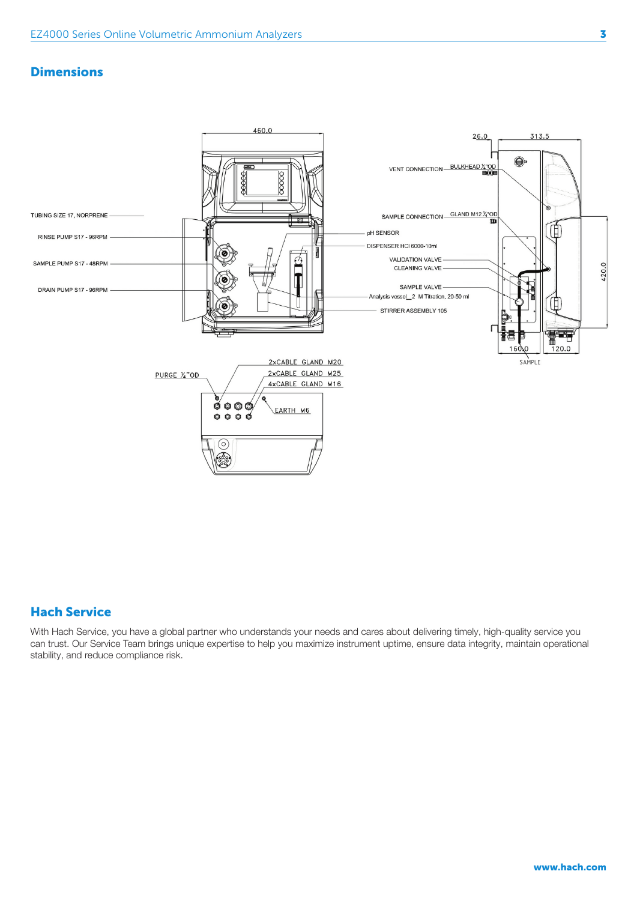## Dimensions

460.0

26.0

313.5

TUBING SIZE 17, NORPRENE

RINSE PUMP S17 - 96RPM

SAMPLE PUMP S17 - 48RPM

DRAIN PUMP S17 - 96RPM

VENT CONNECTION

BULKHEAD ¼"OD

SAMPLE CONNECTION

GLAND M12 ¼"OD

pH SENSOR

DISPENSER HCl 6000-10ml

VALIDATION VALVE

CLEANING VALVE

SAMPLE VALVE

Analysis vessel_2 M Titration, 20-50 ml

STIRRER ASSEMBLY 105

420.0

160.0

120.0

SAMPLE

PURGE ¼"OD

2xCABLE GLAND M20

2xCABLE GLAND M25

4xCABLE GLAND M16

EARTH M6

## Hach Service

With Hach Service, you have a global partner who understands your needs and cares about delivering timely, high-quality service you can trust. Our Service Team brings unique expertise to help you maximize instrument uptime, ensure data integrity, maintain operational stability, and reduce compliance risk.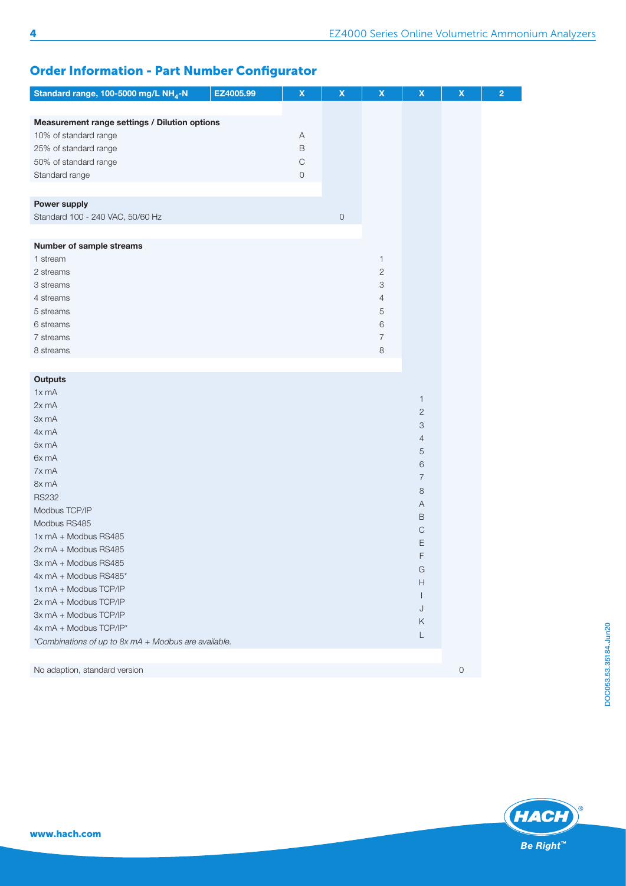## Order Information - Part Number Configurator

| Standard range, 100-5000 mg/L $NH_4$-N | EZ4005.99 | X | X | X | X | X | 2 |
|---|---|---|---|---|---|---|---|
| **Measurement range settings / Dilution options** | | | | | | | |
| 10% of standard range | | A | | | | | |
| 25% of standard range | | B | | | | | |
| 50% of standard range | | C | | | | | |
| Standard range | | 0 | | | | | |
| **Power supply** | | | | | | | |
| Standard 100 - 240 VAC, 50/60 Hz | | | 0 | | | | |
| **Number of sample streams** | | | | | | | |
| 1 stream | | | | 1 | | | |
| 2 streams | | | | 2 | | | |
| 3 streams | | | | 3 | | | |
| 4 streams | | | | 4 | | | |
| 5 streams | | | | 5 | | | |
| 6 streams | | | | 6 | | | |
| 7 streams | | | | 7 | | | |
| 8 streams | | | | 8 | | | |
| **Outputs** | | | | | | | |
| 1x mA | | | | | 1 | | |
| 2x mA | | | | | 2 | | |
| 3x mA | | | | | 3 | | |
| 4x mA | | | | | 4 | | |
| 5x mA | | | | | 5 | | |
| 6x mA | | | | | 6 | | |
| 7x mA | | | | | 7 | | |
| 8x mA | | | | | 8 | | |
| RS232 | | | | | A | | |
| Modbus TCP/IP | | | | | B | | |
| Modbus RS485 | | | | | C | | |
| 1x mA + Modbus RS485 | | | | | E | | |
| 2x mA + Modbus RS485 | | | | | F | | |
| 3x mA + Modbus RS485 | | | | | G | | |
| 4x mA + Modbus RS485* | | | | | H | | |
| 1x mA + Modbus TCP/IP | | | | | I | | |
| 2x mA + Modbus TCP/IP | | | | | J | | |
| 3x mA + Modbus TCP/IP | | | | | K | | |
| 4x mA + Modbus TCP/IP* | | | | | L | | |
| *Combinations of up to 8x mA + Modbus are available.* | | | | | | | |
| No adaption, standard version | | | | | | 0 | |

DOC053.53.35184.Jun20

www.hach.com